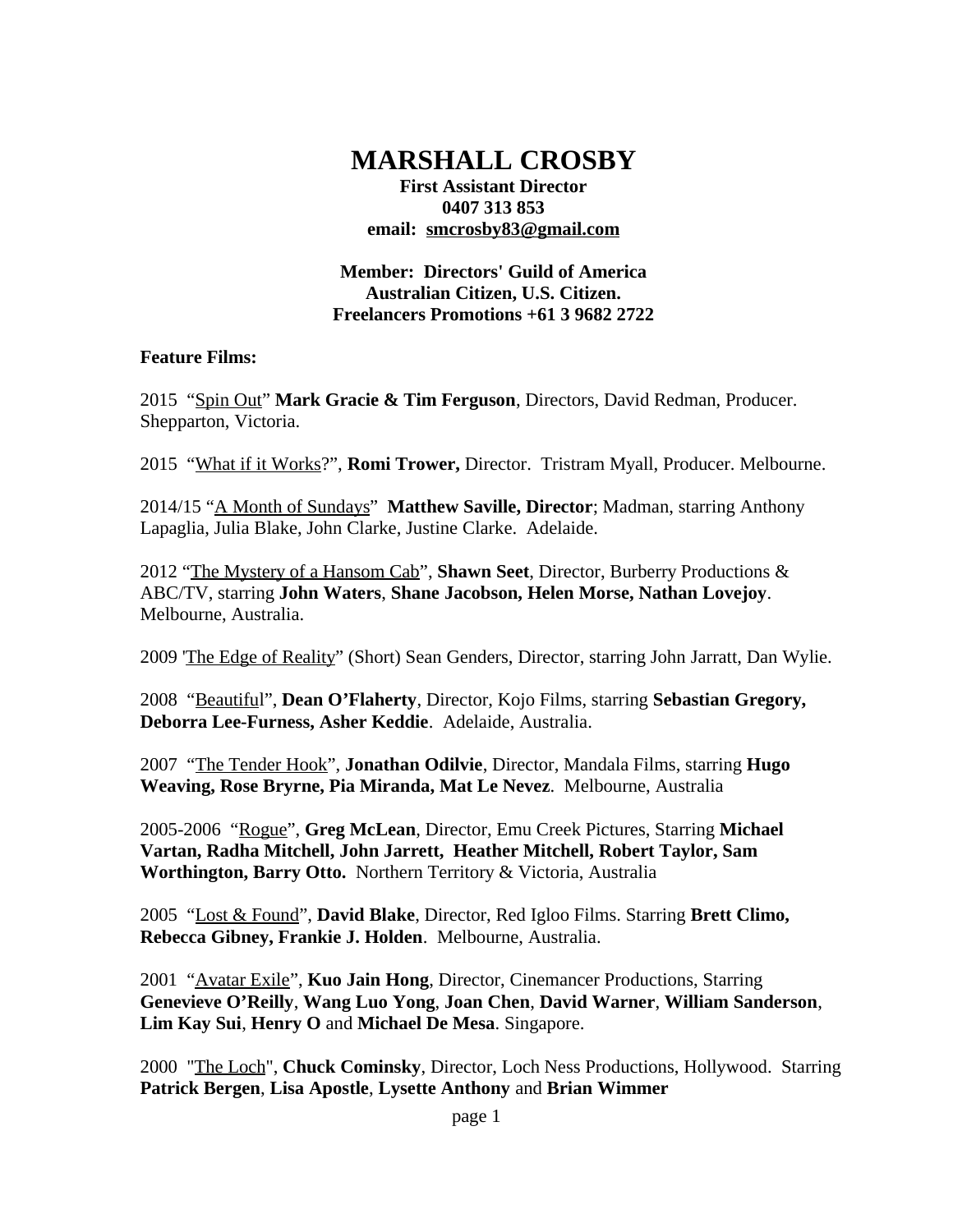# MARSHALL CROSBY

**First Assistant Director**
**0407 313 853**
**email: smcrosby83@gmail.com**

**Member: Directors' Guild of America**
**Australian Citizen, U.S. Citizen.**
**Freelancers Promotions +61 3 9682 2722**

**Feature Films:**

2015 "Spin Out" **Mark Gracie & Tim Ferguson**, Directors, David Redman, Producer. Shepparton, Victoria.

2015 "What if it Works?", **Romi Trower,** Director. Tristram Myall, Producer. Melbourne.

2014/15 "A Month of Sundays" **Matthew Saville, Director**; Madman, starring Anthony Lapaglia, Julia Blake, John Clarke, Justine Clarke. Adelaide.

2012 "The Mystery of a Hansom Cab", **Shawn Seet**, Director, Burberry Productions & ABC/TV, starring **John Waters**, **Shane Jacobson, Helen Morse, Nathan Lovejoy**. Melbourne, Australia.

2009 'The Edge of Reality" (Short) Sean Genders, Director, starring John Jarratt, Dan Wylie.

2008 "Beautiful", **Dean O'Flaherty**, Director, Kojo Films, starring **Sebastian Gregory, Deborra Lee-Furness, Asher Keddie**. Adelaide, Australia.

2007 "The Tender Hook", **Jonathan Odilvie**, Director, Mandala Films, starring **Hugo Weaving, Rose Bryrne, Pia Miranda, Mat Le Nevez**. Melbourne, Australia

2005-2006 "Rogue", **Greg McLean**, Director, Emu Creek Pictures, Starring **Michael Vartan, Radha Mitchell, John Jarrett, Heather Mitchell, Robert Taylor, Sam Worthington, Barry Otto.** Northern Territory & Victoria, Australia

2005 "Lost & Found", **David Blake**, Director, Red Igloo Films. Starring **Brett Climo, Rebecca Gibney, Frankie J. Holden**. Melbourne, Australia.

2001 "Avatar Exile", **Kuo Jain Hong**, Director, Cinemancer Productions, Starring **Genevieve O'Reilly**, **Wang Luo Yong**, **Joan Chen**, **David Warner**, **William Sanderson**, **Lim Kay Sui**, **Henry O** and **Michael De Mesa**. Singapore.

2000 "The Loch", **Chuck Cominsky**, Director, Loch Ness Productions, Hollywood. Starring **Patrick Bergen**, **Lisa Apostle**, **Lysette Anthony** and **Brian Wimmer**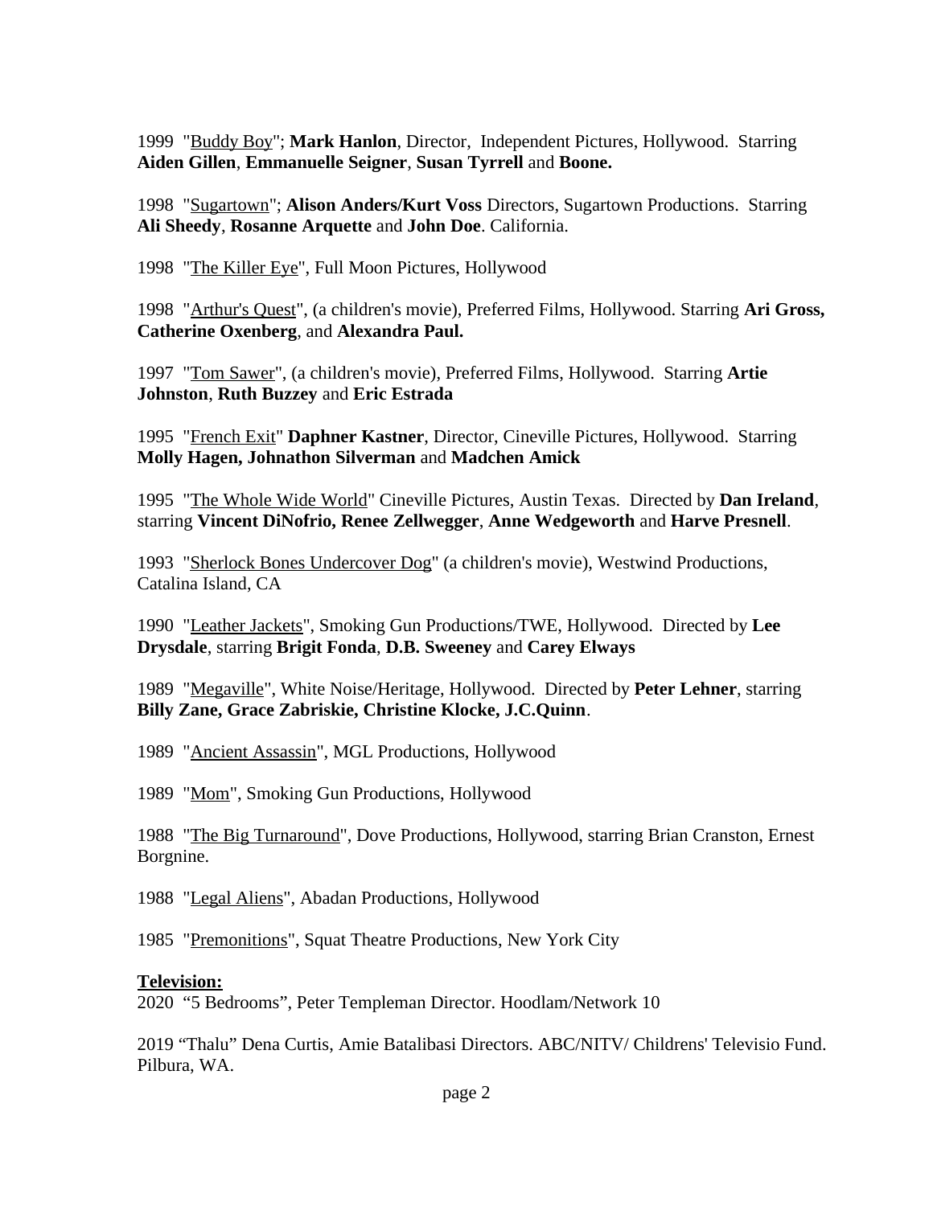1999 "Buddy Boy"; **Mark Hanlon**, Director, Independent Pictures, Hollywood. Starring **Aiden Gillen**, **Emmanuelle Seigner**, **Susan Tyrrell** and **Boone.**

1998 "Sugartown"; **Alison Anders/Kurt Voss** Directors, Sugartown Productions. Starring **Ali Sheedy**, **Rosanne Arquette** and **John Doe**. California.

1998 "The Killer Eye", Full Moon Pictures, Hollywood

1998 "Arthur's Quest", (a children's movie), Preferred Films, Hollywood. Starring **Ari Gross, Catherine Oxenberg**, and **Alexandra Paul.**

1997 "Tom Sawer", (a children's movie), Preferred Films, Hollywood. Starring **Artie Johnston**, **Ruth Buzzey** and **Eric Estrada**

1995 "French Exit" **Daphner Kastner**, Director, Cineville Pictures, Hollywood. Starring **Molly Hagen, Johnathon Silverman** and **Madchen Amick**

1995 "The Whole Wide World" Cineville Pictures, Austin Texas. Directed by **Dan Ireland**, starring **Vincent DiNofrio, Renee Zellwegger**, **Anne Wedgeworth** and **Harve Presnell**.

1993 "Sherlock Bones Undercover Dog" (a children's movie), Westwind Productions, Catalina Island, CA

1990 "Leather Jackets", Smoking Gun Productions/TWE, Hollywood. Directed by **Lee Drysdale**, starring **Brigit Fonda**, **D.B. Sweeney** and **Carey Elways**

1989 "Megaville", White Noise/Heritage, Hollywood. Directed by **Peter Lehner**, starring **Billy Zane, Grace Zabriskie, Christine Klocke, J.C.Quinn**.

1989 "Ancient Assassin", MGL Productions, Hollywood

1989 "Mom", Smoking Gun Productions, Hollywood

1988 "The Big Turnaround", Dove Productions, Hollywood, starring Brian Cranston, Ernest Borgnine.

1988 "Legal Aliens", Abadan Productions, Hollywood

1985 "Premonitions", Squat Theatre Productions, New York City

**Television:**

2020 "5 Bedrooms", Peter Templeman Director. Hoodlam/Network 10

2019 "Thalu" Dena Curtis, Amie Batalibasi Directors. ABC/NITV/ Childrens' Televisio Fund. Pilbura, WA.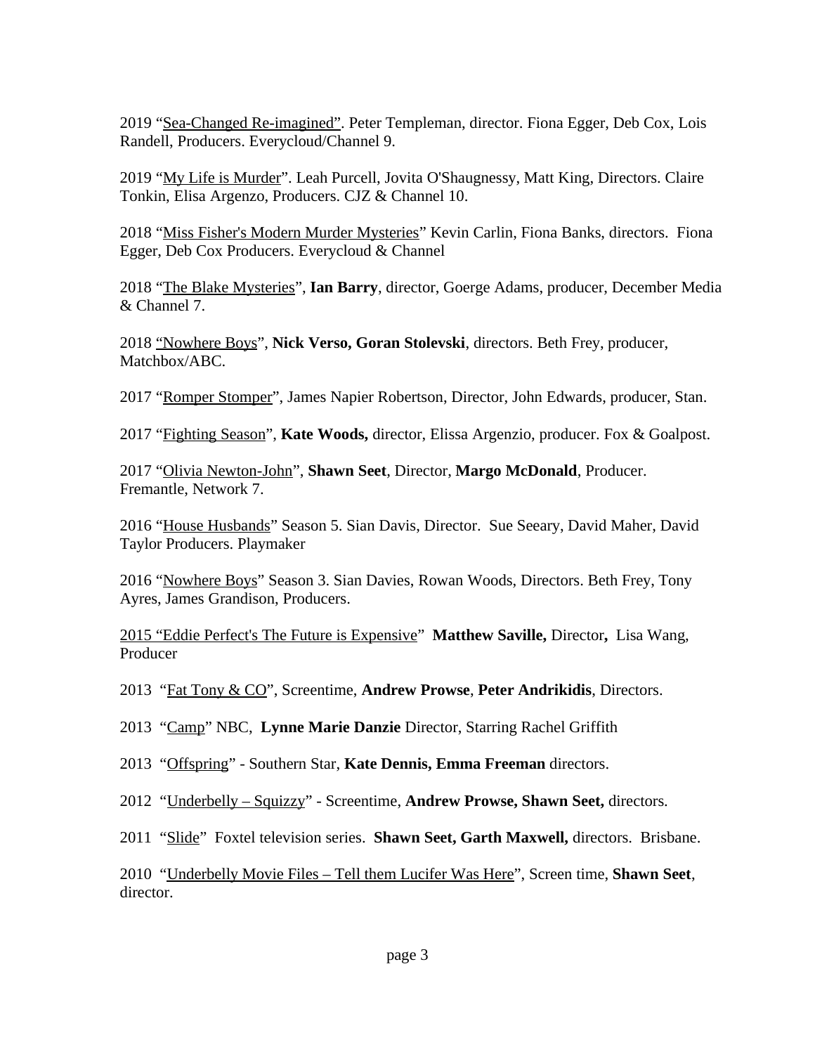2019 "Sea-Changed Re-imagined". Peter Templeman, director. Fiona Egger, Deb Cox, Lois Randell, Producers. Everycloud/Channel 9.

2019 "My Life is Murder". Leah Purcell, Jovita O'Shaugnessy, Matt King, Directors. Claire Tonkin, Elisa Argenzo, Producers. CJZ & Channel 10.

2018 "Miss Fisher's Modern Murder Mysteries" Kevin Carlin, Fiona Banks, directors. Fiona Egger, Deb Cox Producers. Everycloud & Channel

2018 "The Blake Mysteries", **Ian Barry**, director, Goerge Adams, producer, December Media & Channel 7.

2018 "Nowhere Boys", **Nick Verso, Goran Stolevski**, directors. Beth Frey, producer, Matchbox/ABC.

2017 "Romper Stomper", James Napier Robertson, Director, John Edwards, producer, Stan.

2017 "Fighting Season", **Kate Woods,** director, Elissa Argenzio, producer. Fox & Goalpost.

2017 "Olivia Newton-John", **Shawn Seet**, Director, **Margo McDonald**, Producer. Fremantle, Network 7.

2016 "House Husbands" Season 5. Sian Davis, Director. Sue Seeary, David Maher, David Taylor Producers. Playmaker

2016 "Nowhere Boys" Season 3. Sian Davies, Rowan Woods, Directors. Beth Frey, Tony Ayres, James Grandison, Producers.

2015 "Eddie Perfect's The Future is Expensive" **Matthew Saville,** Director**,** Lisa Wang, Producer

2013 "Fat Tony & CO", Screentime, **Andrew Prowse**, **Peter Andrikidis**, Directors.

2013 "Camp" NBC, **Lynne Marie Danzie** Director, Starring Rachel Griffith

2013 "Offspring" - Southern Star, **Kate Dennis, Emma Freeman** directors.

2012 "Underbelly – Squizzy" - Screentime, **Andrew Prowse, Shawn Seet,** directors.

2011 "Slide" Foxtel television series. **Shawn Seet, Garth Maxwell,** directors. Brisbane.

2010 "Underbelly Movie Files – Tell them Lucifer Was Here", Screen time, **Shawn Seet**, director.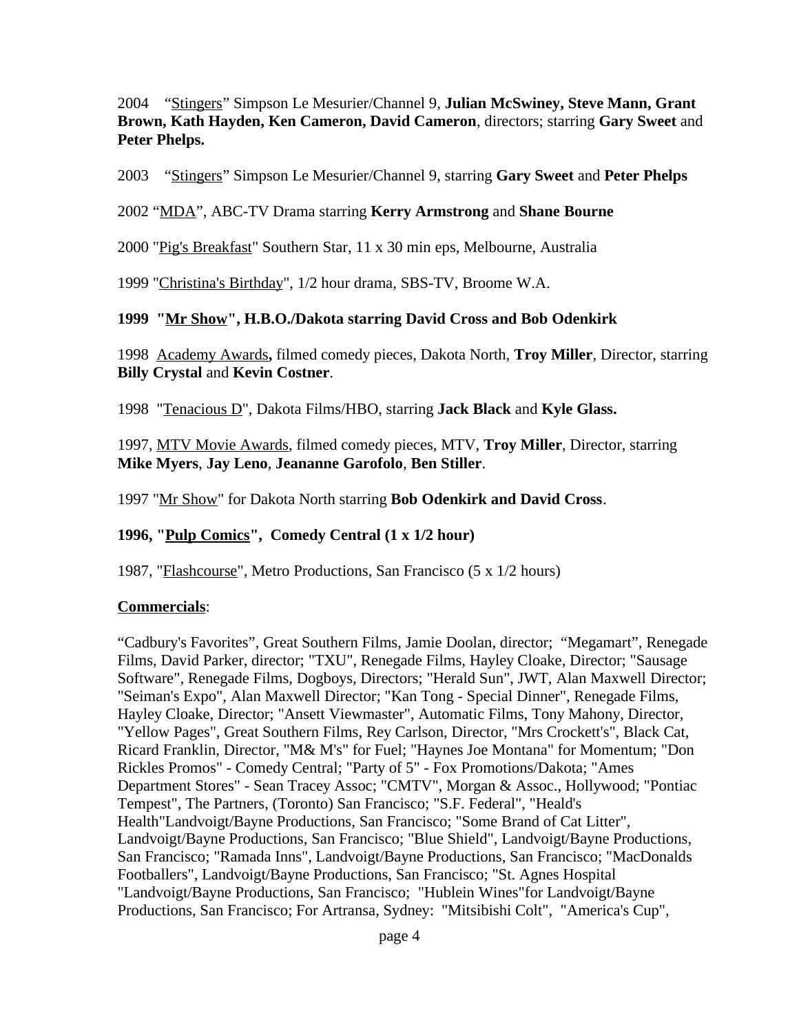2004 "Stingers" Simpson Le Mesurier/Channel 9, **Julian McSwiney, Steve Mann, Grant Brown, Kath Hayden, Ken Cameron, David Cameron**, directors; starring **Gary Sweet** and **Peter Phelps.**

2003 "Stingers" Simpson Le Mesurier/Channel 9, starring **Gary Sweet** and **Peter Phelps**

2002 "MDA", ABC-TV Drama starring **Kerry Armstrong** and **Shane Bourne**

2000 "Pig's Breakfast" Southern Star, 11 x 30 min eps, Melbourne, Australia

1999 "Christina's Birthday", 1/2 hour drama, SBS-TV, Broome W.A.

**1999 "Mr Show", H.B.O./Dakota starring David Cross and Bob Odenkirk**

1998 Academy Awards**,** filmed comedy pieces, Dakota North, **Troy Miller**, Director, starring **Billy Crystal** and **Kevin Costner**.

1998 "Tenacious D", Dakota Films/HBO, starring **Jack Black** and **Kyle Glass.**

1997, MTV Movie Awards, filmed comedy pieces, MTV, **Troy Miller**, Director, starring **Mike Myers**, **Jay Leno**, **Jeananne Garofolo**, **Ben Stiller**.

1997 "Mr Show" for Dakota North starring **Bob Odenkirk and David Cross**.

**1996, "Pulp Comics", Comedy Central (1 x 1/2 hour)**

1987, "Flashcourse", Metro Productions, San Francisco (5 x 1/2 hours)

**Commercials**:

"Cadbury's Favorites", Great Southern Films, Jamie Doolan, director; "Megamart", Renegade Films, David Parker, director; "TXU", Renegade Films, Hayley Cloake, Director; "Sausage Software", Renegade Films, Dogboys, Directors; "Herald Sun", JWT, Alan Maxwell Director; "Seiman's Expo", Alan Maxwell Director; "Kan Tong - Special Dinner", Renegade Films, Hayley Cloake, Director; "Ansett Viewmaster", Automatic Films, Tony Mahony, Director, "Yellow Pages", Great Southern Films, Rey Carlson, Director, "Mrs Crockett's", Black Cat, Ricard Franklin, Director, "M& M's" for Fuel; "Haynes Joe Montana" for Momentum; "Don Rickles Promos" - Comedy Central; "Party of 5" - Fox Promotions/Dakota; "Ames Department Stores" - Sean Tracey Assoc; "CMTV", Morgan & Assoc., Hollywood; "Pontiac Tempest", The Partners, (Toronto) San Francisco; "S.F. Federal", "Heald's Health"Landvoigt/Bayne Productions, San Francisco; "Some Brand of Cat Litter", Landvoigt/Bayne Productions, San Francisco; "Blue Shield", Landvoigt/Bayne Productions, San Francisco; "Ramada Inns", Landvoigt/Bayne Productions, San Francisco; "MacDonalds Footballers", Landvoigt/Bayne Productions, San Francisco; "St. Agnes Hospital "Landvoigt/Bayne Productions, San Francisco; "Hublein Wines"for Landvoigt/Bayne Productions, San Francisco; For Artransa, Sydney: "Mitsibishi Colt", "America's Cup",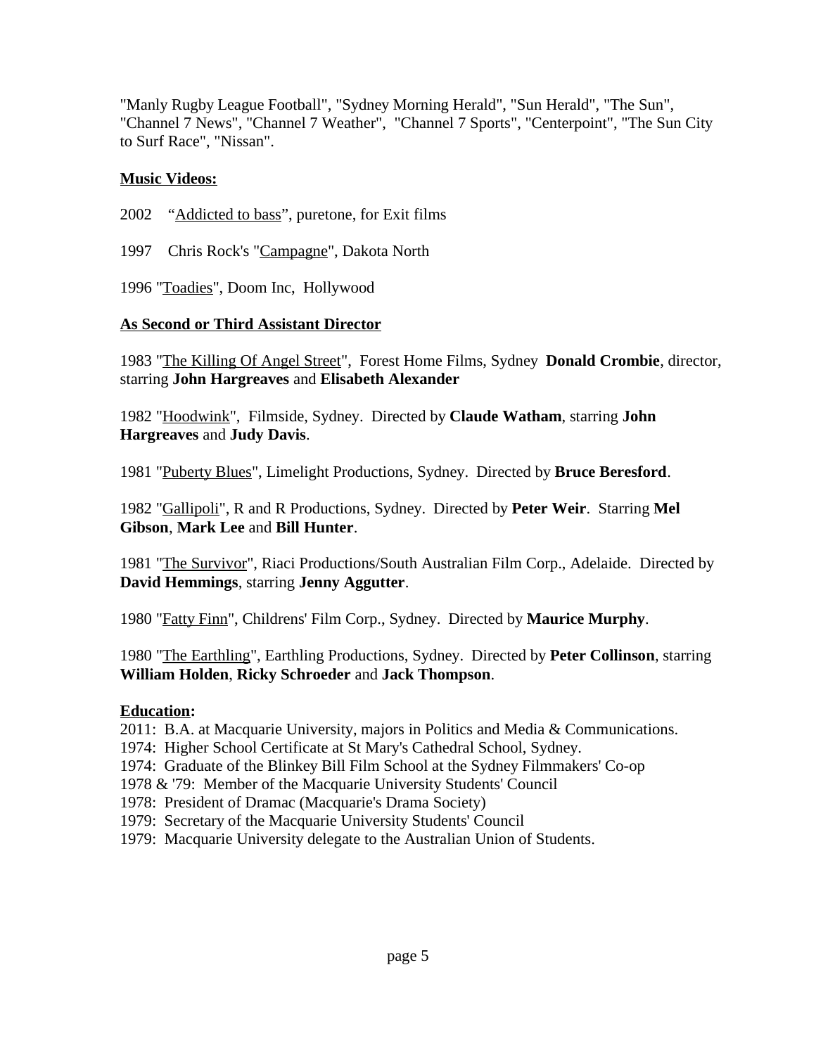"Manly Rugby League Football", "Sydney Morning Herald", "Sun Herald", "The Sun", "Channel 7 News", "Channel 7 Weather", "Channel 7 Sports", "Centerpoint", "The Sun City to Surf Race", "Nissan".

**Music Videos:**

2002 "Addicted to bass", puretone, for Exit films

1997 Chris Rock's "Campagne", Dakota North

1996 "Toadies", Doom Inc, Hollywood

**As Second or Third Assistant Director**

1983 "The Killing Of Angel Street", Forest Home Films, Sydney **Donald Crombie**, director, starring **John Hargreaves** and **Elisabeth Alexander**

1982 "Hoodwink", Filmside, Sydney. Directed by **Claude Watham**, starring **John Hargreaves** and **Judy Davis**.

1981 "Puberty Blues", Limelight Productions, Sydney. Directed by **Bruce Beresford**.

1982 "Gallipoli", R and R Productions, Sydney. Directed by **Peter Weir**. Starring **Mel Gibson**, **Mark Lee** and **Bill Hunter**.

1981 "The Survivor", Riaci Productions/South Australian Film Corp., Adelaide. Directed by **David Hemmings**, starring **Jenny Aggutter**.

1980 "Fatty Finn", Childrens' Film Corp., Sydney. Directed by **Maurice Murphy**.

1980 "The Earthling", Earthling Productions, Sydney. Directed by **Peter Collinson**, starring **William Holden**, **Ricky Schroeder** and **Jack Thompson**.

**Education:**

2011: B.A. at Macquarie University, majors in Politics and Media & Communications.
1974: Higher School Certificate at St Mary's Cathedral School, Sydney.
1974: Graduate of the Blinkey Bill Film School at the Sydney Filmmakers' Co-op
1978 & '79: Member of the Macquarie University Students' Council
1978: President of Dramac (Macquarie's Drama Society)
1979: Secretary of the Macquarie University Students' Council
1979: Macquarie University delegate to the Australian Union of Students.